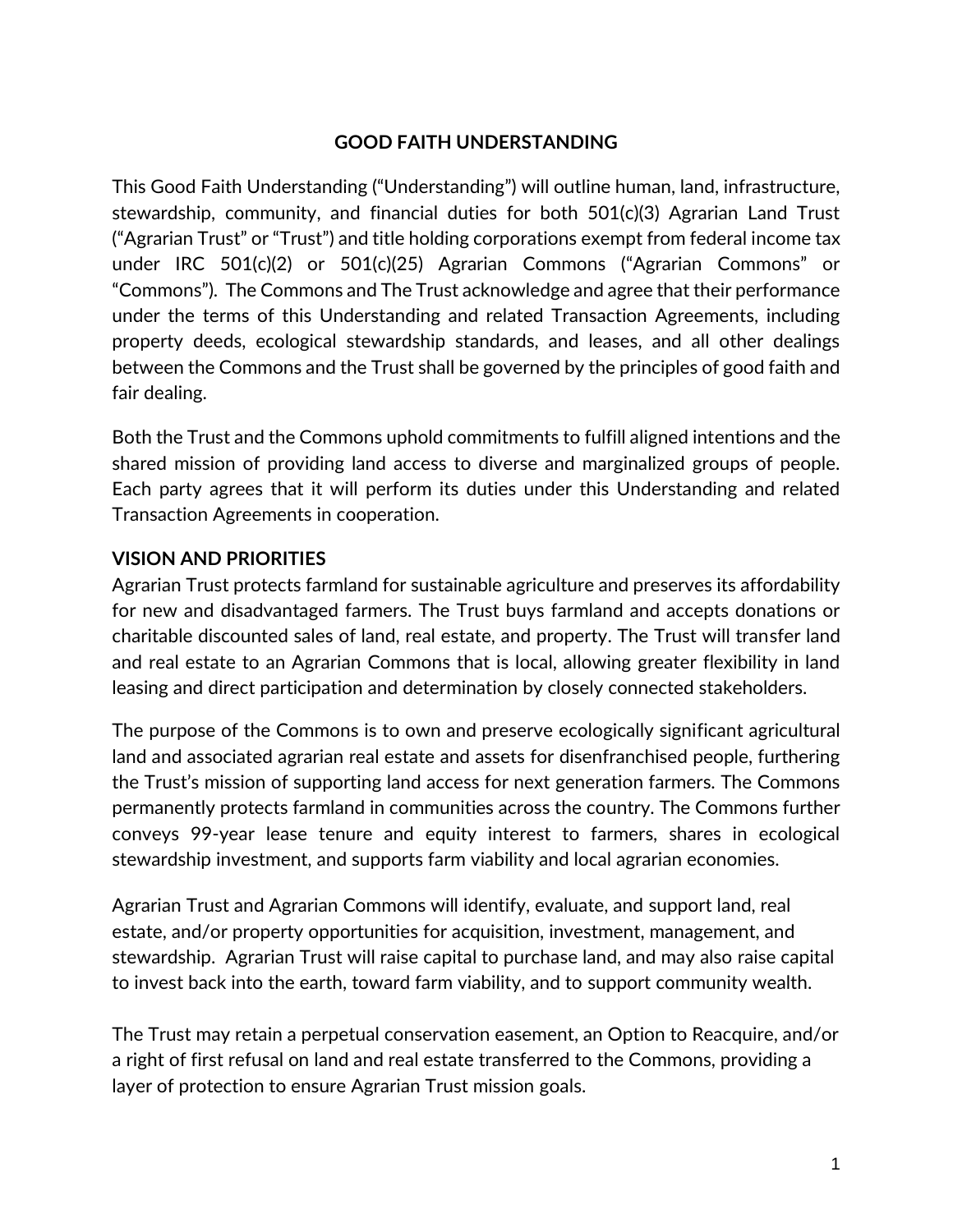# GOOD FAITH UNDERSTANDING

This Good Faith Understanding ("Understanding") will outline human, land, infrastructure, stewardship, community, and financial duties for both 501(c)(3) Agrarian Land Trust ("Agrarian Trust" or "Trust") and title holding corporations exempt from federal income tax under IRC 501(c)(2) or 501(c)(25) Agrarian Commons ("Agrarian Commons" or "Commons"). The Commons and The Trust acknowledge and agree that their performance under the terms of this Understanding and related Transaction Agreements, including property deeds, ecological stewardship standards, and leases, and all other dealings between the Commons and the Trust shall be governed by the principles of good faith and fair dealing.

Both the Trust and the Commons uphold commitments to fulfill aligned intentions and the shared mission of providing land access to diverse and marginalized groups of people. Each party agrees that it will perform its duties under this Understanding and related Transaction Agreements in cooperation.

## VISION AND PRIORITIES

Agrarian Trust protects farmland for sustainable agriculture and preserves its affordability for new and disadvantaged farmers. The Trust buys farmland and accepts donations or charitable discounted sales of land, real estate, and property. The Trust will transfer land and real estate to an Agrarian Commons that is local, allowing greater flexibility in land leasing and direct participation and determination by closely connected stakeholders.

The purpose of the Commons is to own and preserve ecologically significant agricultural land and associated agrarian real estate and assets for disenfranchised people, furthering the Trust's mission of supporting land access for next generation farmers. The Commons permanently protects farmland in communities across the country. The Commons further conveys 99-year lease tenure and equity interest to farmers, shares in ecological stewardship investment, and supports farm viability and local agrarian economies.

Agrarian Trust and Agrarian Commons will identify, evaluate, and support land, real estate, and/or property opportunities for acquisition, investment, management, and stewardship. Agrarian Trust will raise capital to purchase land, and may also raise capital to invest back into the earth, toward farm viability, and to support community wealth.

The Trust may retain a perpetual conservation easement, an Option to Reacquire, and/or a right of first refusal on land and real estate transferred to the Commons, providing a layer of protection to ensure Agrarian Trust mission goals.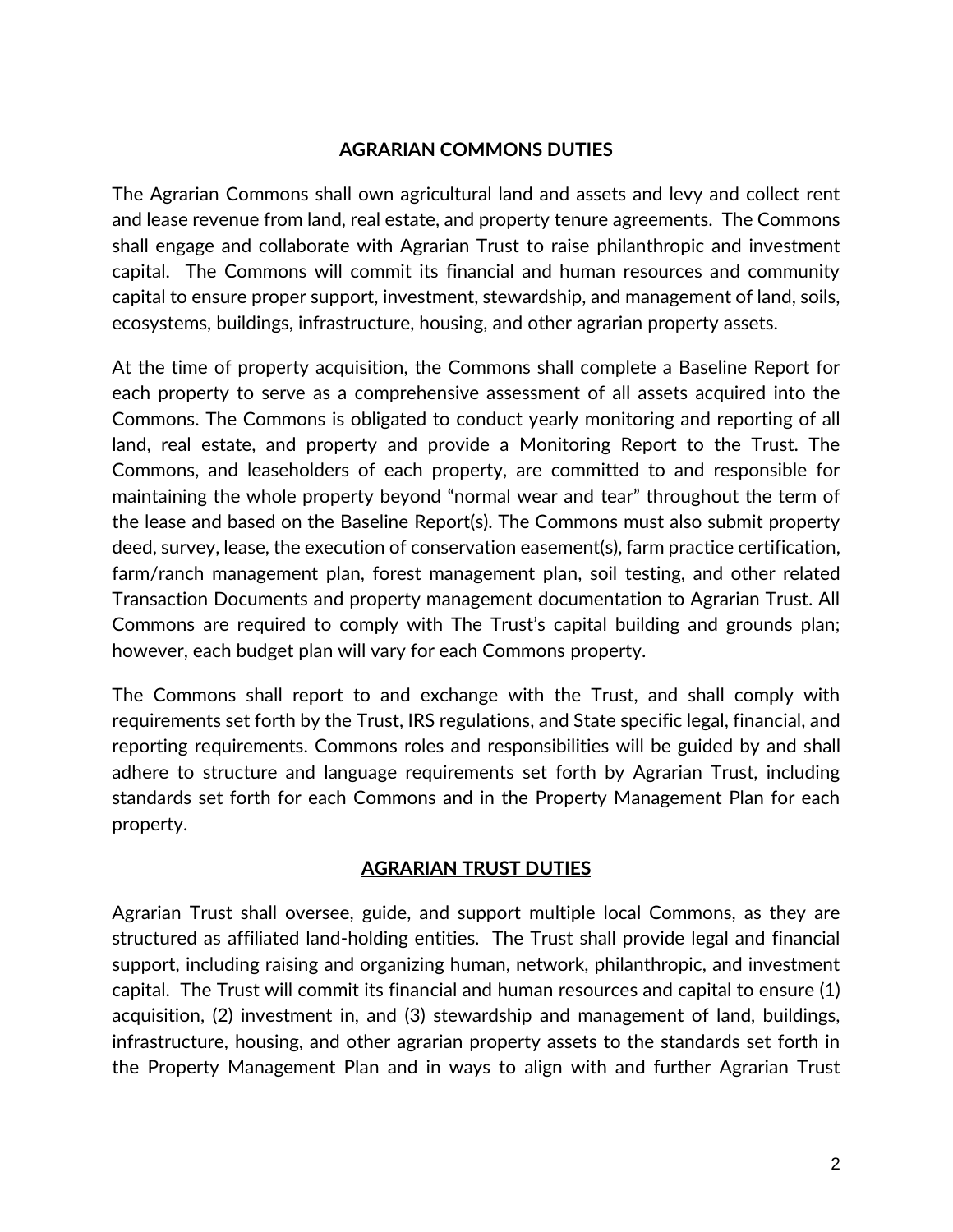## AGRARIAN COMMONS DUTIES

The Agrarian Commons shall own agricultural land and assets and levy and collect rent and lease revenue from land, real estate, and property tenure agreements. The Commons shall engage and collaborate with Agrarian Trust to raise philanthropic and investment capital. The Commons will commit its financial and human resources and community capital to ensure proper support, investment, stewardship, and management of land, soils, ecosystems, buildings, infrastructure, housing, and other agrarian property assets.

At the time of property acquisition, the Commons shall complete a Baseline Report for each property to serve as a comprehensive assessment of all assets acquired into the Commons. The Commons is obligated to conduct yearly monitoring and reporting of all land, real estate, and property and provide a Monitoring Report to the Trust. The Commons, and leaseholders of each property, are committed to and responsible for maintaining the whole property beyond "normal wear and tear" throughout the term of the lease and based on the Baseline Report(s). The Commons must also submit property deed, survey, lease, the execution of conservation easement(s), farm practice certification, farm/ranch management plan, forest management plan, soil testing, and other related Transaction Documents and property management documentation to Agrarian Trust. All Commons are required to comply with The Trust's capital building and grounds plan; however, each budget plan will vary for each Commons property.

The Commons shall report to and exchange with the Trust, and shall comply with requirements set forth by the Trust, IRS regulations, and State specific legal, financial, and reporting requirements. Commons roles and responsibilities will be guided by and shall adhere to structure and language requirements set forth by Agrarian Trust, including standards set forth for each Commons and in the Property Management Plan for each property.

## AGRARIAN TRUST DUTIES

Agrarian Trust shall oversee, guide, and support multiple local Commons, as they are structured as affiliated land-holding entities. The Trust shall provide legal and financial support, including raising and organizing human, network, philanthropic, and investment capital. The Trust will commit its financial and human resources and capital to ensure (1) acquisition, (2) investment in, and (3) stewardship and management of land, buildings, infrastructure, housing, and other agrarian property assets to the standards set forth in the Property Management Plan and in ways to align with and further Agrarian Trust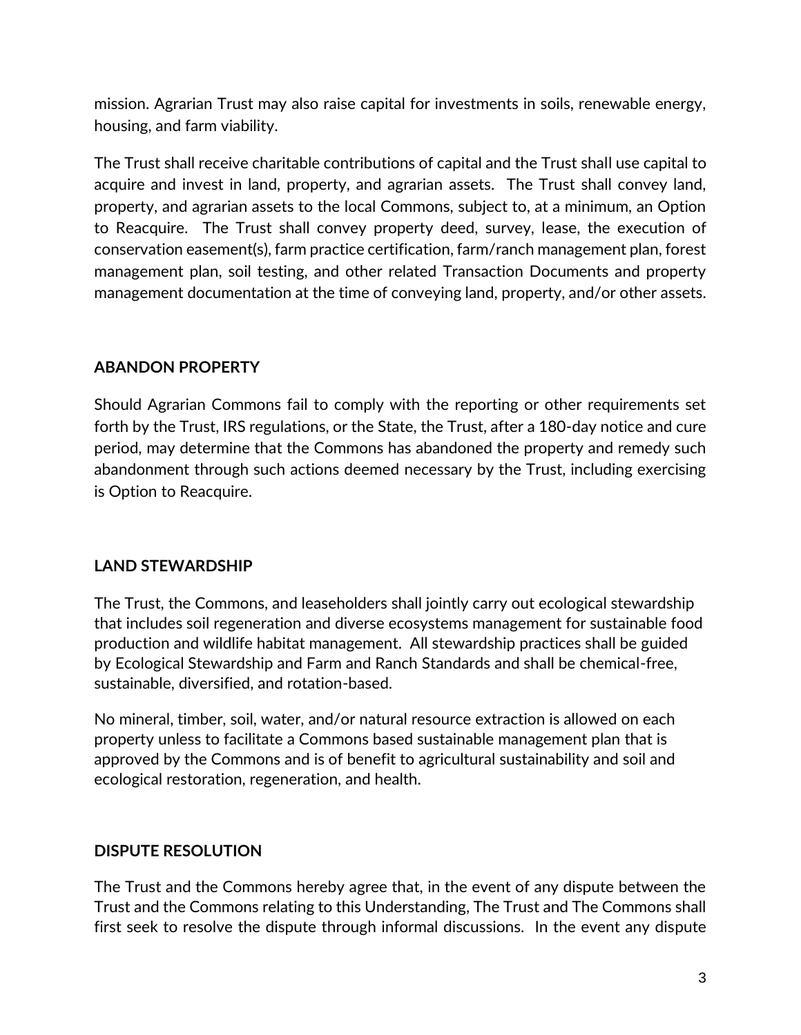mission. Agrarian Trust may also raise capital for investments in soils, renewable energy, housing, and farm viability.

The Trust shall receive charitable contributions of capital and the Trust shall use capital to acquire and invest in land, property, and agrarian assets. The Trust shall convey land, property, and agrarian assets to the local Commons, subject to, at a minimum, an Option to Reacquire. The Trust shall convey property deed, survey, lease, the execution of conservation easement(s), farm practice certification, farm/ranch management plan, forest management plan, soil testing, and other related Transaction Documents and property management documentation at the time of conveying land, property, and/or other assets.

## ABANDON PROPERTY

Should Agrarian Commons fail to comply with the reporting or other requirements set forth by the Trust, IRS regulations, or the State, the Trust, after a 180-day notice and cure period, may determine that the Commons has abandoned the property and remedy such abandonment through such actions deemed necessary by the Trust, including exercising is Option to Reacquire.

## LAND STEWARDSHIP

The Trust, the Commons, and leaseholders shall jointly carry out ecological stewardship that includes soil regeneration and diverse ecosystems management for sustainable food production and wildlife habitat management. All stewardship practices shall be guided by Ecological Stewardship and Farm and Ranch Standards and shall be chemical-free, sustainable, diversified, and rotation-based.

No mineral, timber, soil, water, and/or natural resource extraction is allowed on each property unless to facilitate a Commons based sustainable management plan that is approved by the Commons and is of benefit to agricultural sustainability and soil and ecological restoration, regeneration, and health.

## DISPUTE RESOLUTION

The Trust and the Commons hereby agree that, in the event of any dispute between the Trust and the Commons relating to this Understanding, The Trust and The Commons shall first seek to resolve the dispute through informal discussions. In the event any dispute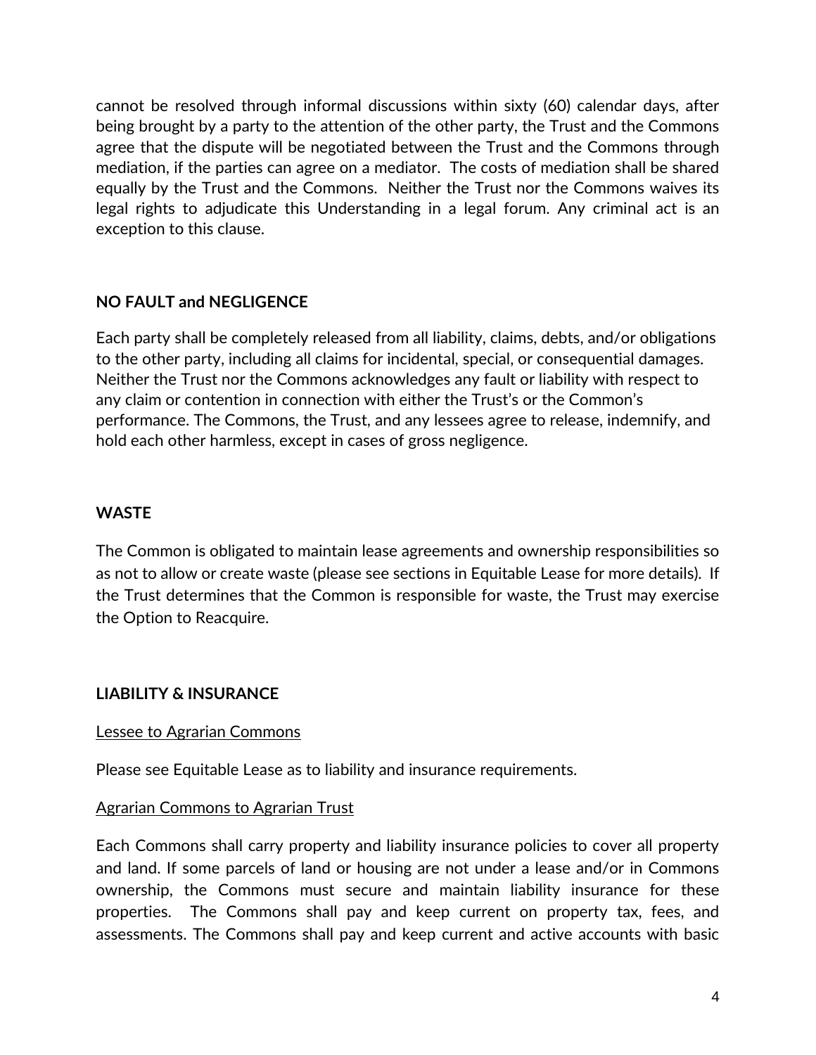cannot be resolved through informal discussions within sixty (60) calendar days, after being brought by a party to the attention of the other party, the Trust and the Commons agree that the dispute will be negotiated between the Trust and the Commons through mediation, if the parties can agree on a mediator. The costs of mediation shall be shared equally by the Trust and the Commons. Neither the Trust nor the Commons waives its legal rights to adjudicate this Understanding in a legal forum. Any criminal act is an exception to this clause.

## NO FAULT and NEGLIGENCE

Each party shall be completely released from all liability, claims, debts, and/or obligations to the other party, including all claims for incidental, special, or consequential damages. Neither the Trust nor the Commons acknowledges any fault or liability with respect to any claim or contention in connection with either the Trust's or the Common's performance. The Commons, the Trust, and any lessees agree to release, indemnify, and hold each other harmless, except in cases of gross negligence.

## WASTE

The Common is obligated to maintain lease agreements and ownership responsibilities so as not to allow or create waste (please see sections in Equitable Lease for more details). If the Trust determines that the Common is responsible for waste, the Trust may exercise the Option to Reacquire.

## LIABILITY & INSURANCE

<u>Lessee to Agrarian Commons</u>

Please see Equitable Lease as to liability and insurance requirements.

<u>Agrarian Commons to Agrarian Trust</u>

Each Commons shall carry property and liability insurance policies to cover all property and land. If some parcels of land or housing are not under a lease and/or in Commons ownership, the Commons must secure and maintain liability insurance for these properties. The Commons shall pay and keep current on property tax, fees, and assessments. The Commons shall pay and keep current and active accounts with basic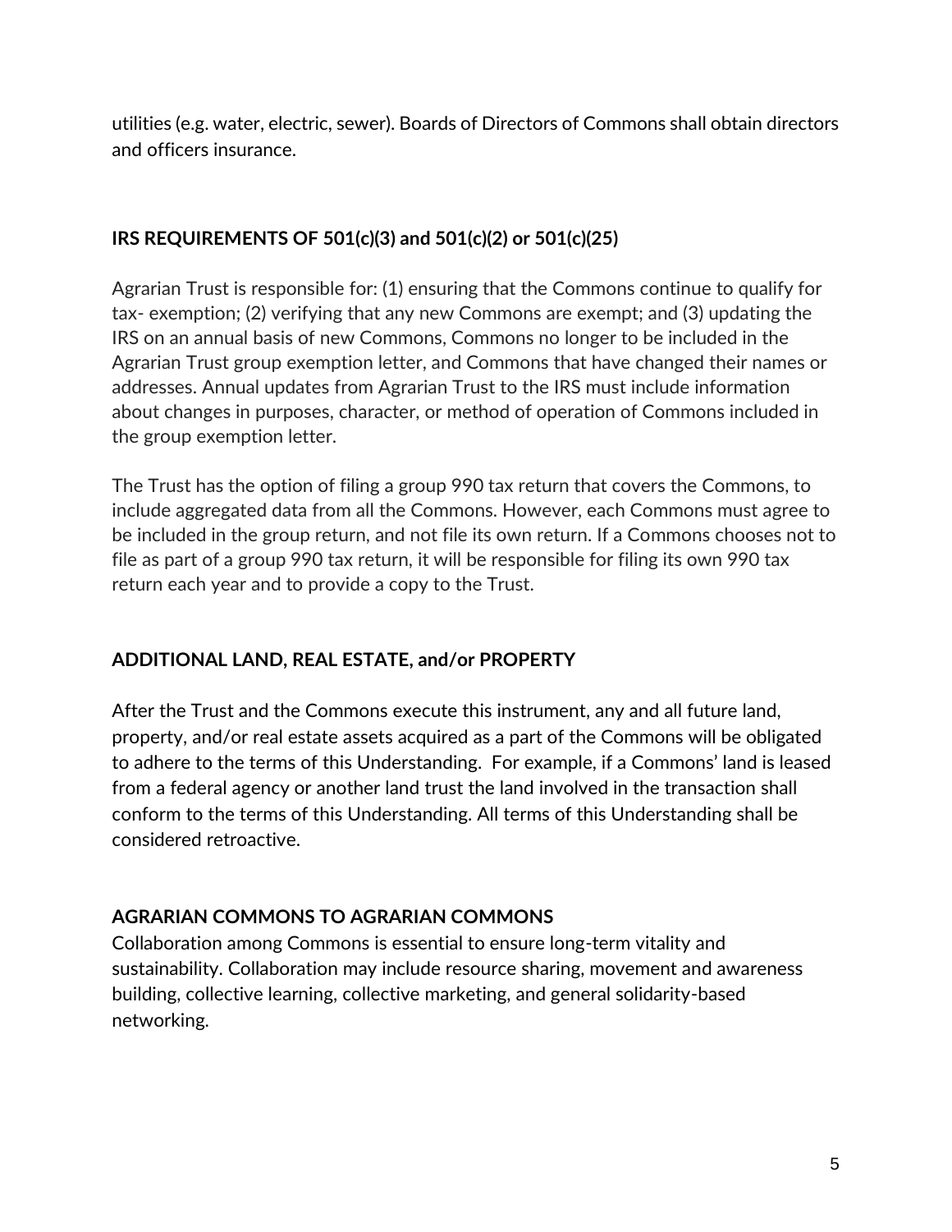utilities (e.g. water, electric, sewer). Boards of Directors of Commons shall obtain directors and officers insurance.

**IRS REQUIREMENTS OF 501(c)(3) and 501(c)(2) or 501(c)(25)**

Agrarian Trust is responsible for: (1) ensuring that the Commons continue to qualify for tax- exemption; (2) verifying that any new Commons are exempt; and (3) updating the IRS on an annual basis of new Commons, Commons no longer to be included in the Agrarian Trust group exemption letter, and Commons that have changed their names or addresses. Annual updates from Agrarian Trust to the IRS must include information about changes in purposes, character, or method of operation of Commons included in the group exemption letter.

The Trust has the option of filing a group 990 tax return that covers the Commons, to include aggregated data from all the Commons. However, each Commons must agree to be included in the group return, and not file its own return. If a Commons chooses not to file as part of a group 990 tax return, it will be responsible for filing its own 990 tax return each year and to provide a copy to the Trust.

**ADDITIONAL LAND, REAL ESTATE, and/or PROPERTY**

After the Trust and the Commons execute this instrument, any and all future land, property, and/or real estate assets acquired as a part of the Commons will be obligated to adhere to the terms of this Understanding. For example, if a Commons' land is leased from a federal agency or another land trust the land involved in the transaction shall conform to the terms of this Understanding. All terms of this Understanding shall be considered retroactive.

**AGRARIAN COMMONS TO AGRARIAN COMMONS**

Collaboration among Commons is essential to ensure long-term vitality and sustainability. Collaboration may include resource sharing, movement and awareness building, collective learning, collective marketing, and general solidarity-based networking.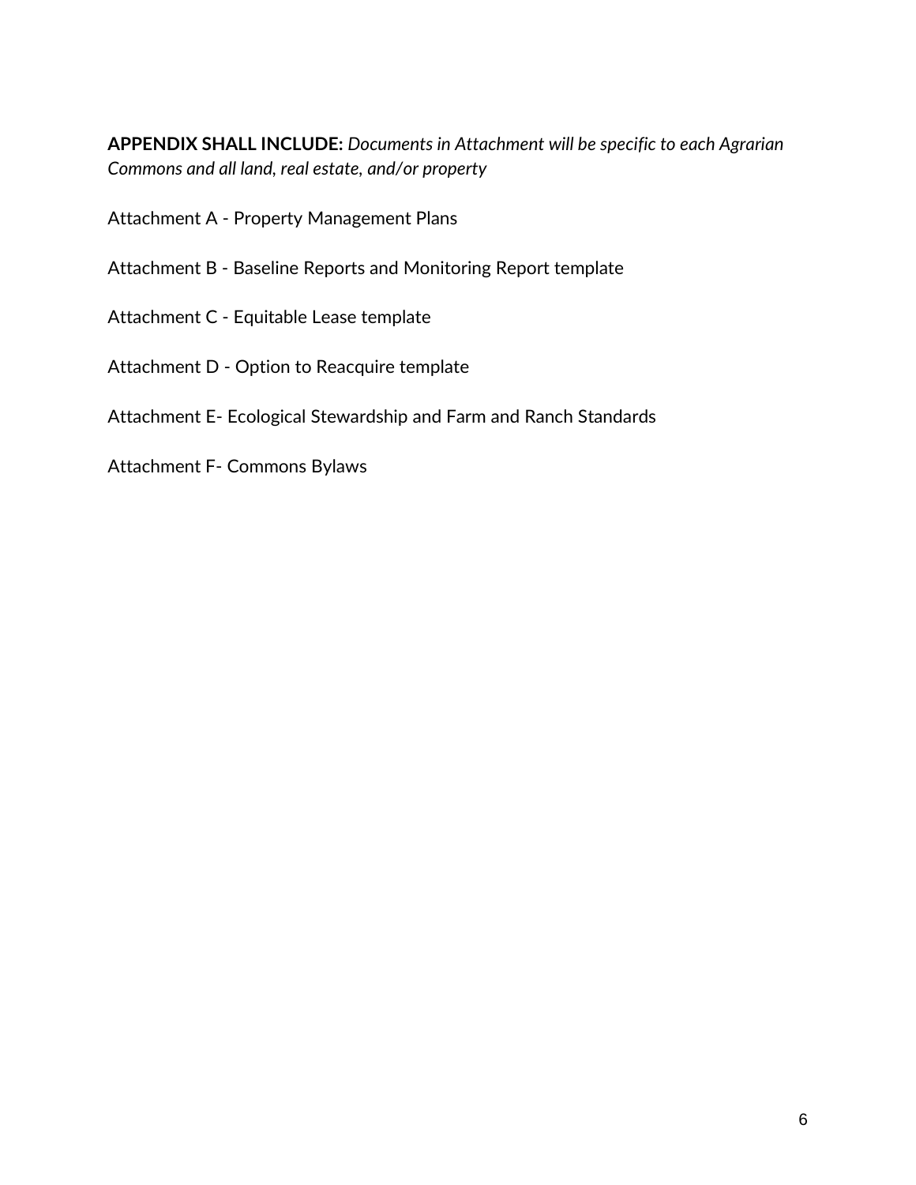**APPENDIX SHALL INCLUDE:** *Documents in Attachment will be specific to each Agrarian Commons and all land, real estate, and/or property*

Attachment A - Property Management Plans

Attachment B - Baseline Reports and Monitoring Report template

Attachment C - Equitable Lease template

Attachment D - Option to Reacquire template

Attachment E- Ecological Stewardship and Farm and Ranch Standards

Attachment F- Commons Bylaws